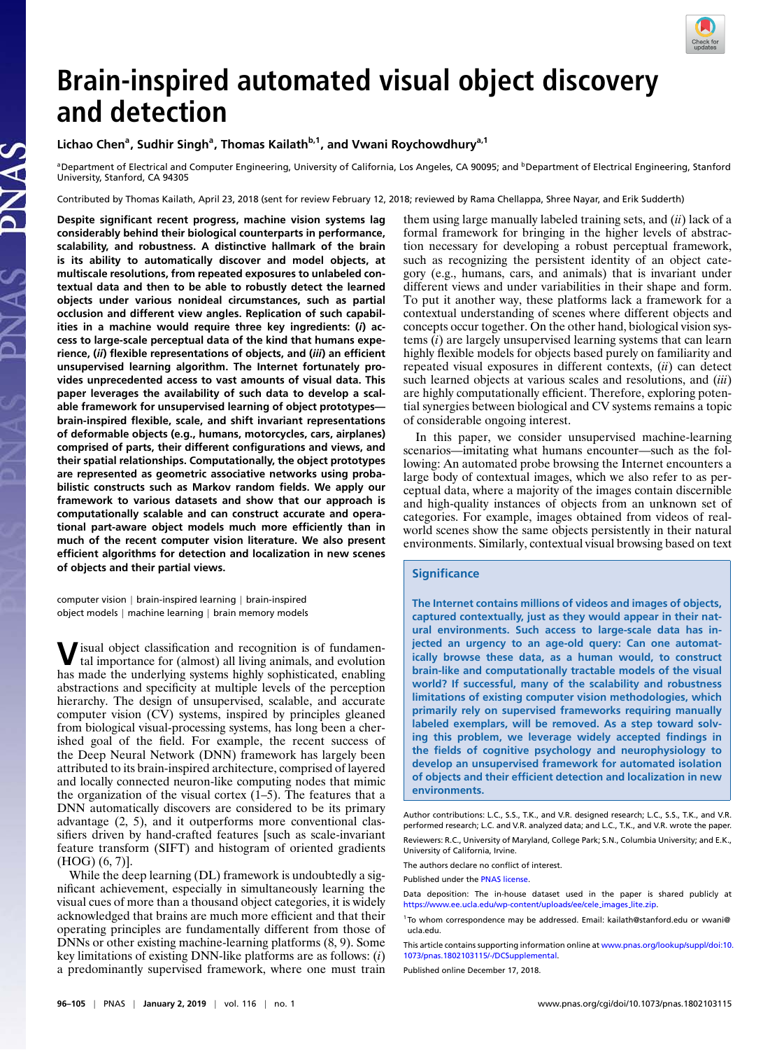# Brain-inspired automated visual object discovery and detection

**Lichao Chen[a], Sudhir Singh[a], Thomas Kailath[b,1], and Vwani Roychowdhury[a,1]**

[a]Department of Electrical and Computer Engineering, University of California, Los Angeles, CA 90095; and [b]Department of Electrical Engineering, Stanford University, Stanford, CA 94305

Contributed by Thomas Kailath, April 23, 2018 (sent for review February 12, 2018; reviewed by Rama Chellappa, Shree Nayar, and Erik Sudderth)

**Despite significant recent progress, machine vision systems lag considerably behind their biological counterparts in performance, scalability, and robustness. A distinctive hallmark of the brain is its ability to automatically discover and model objects, at multiscale resolutions, from repeated exposures to unlabeled contextual data and then to be able to robustly detect the learned objects under various nonideal circumstances, such as partial occlusion and different view angles. Replication of such capabilities in a machine would require three key ingredients: (*i*) access to large-scale perceptual data of the kind that humans experience, (*ii*) flexible representations of objects, and (*iii*) an efficient unsupervised learning algorithm. The Internet fortunately provides unprecedented access to vast amounts of visual data. This paper leverages the availability of such data to develop a scalable framework for unsupervised learning of object prototypes—brain-inspired flexible, scale, and shift invariant representations of deformable objects (e.g., humans, motorcycles, cars, airplanes) comprised of parts, their different configurations and views, and their spatial relationships. Computationally, the object prototypes are represented as geometric associative networks using probabilistic constructs such as Markov random fields. We apply our framework to various datasets and show that our approach is computationally scalable and can construct accurate and operational part-aware object models much more efficiently than in much of the recent computer vision literature. We also present efficient algorithms for detection and localization in new scenes of objects and their partial views.**

computer vision | brain-inspired learning | brain-inspired object models | machine learning | brain memory models

Visual object classification and recognition is of fundamental importance for (almost) all living animals, and evolution has made the underlying systems highly sophisticated, enabling abstractions and specificity at multiple levels of the perception hierarchy. The design of unsupervised, scalable, and accurate computer vision (CV) systems, inspired by principles gleaned from biological visual-processing systems, has long been a cherished goal of the field. For example, the recent success of the Deep Neural Network (DNN) framework has largely been attributed to its brain-inspired architecture, comprised of layered and locally connected neuron-like computing nodes that mimic the organization of the visual cortex (1–5). The features that a DNN automatically discovers are considered to be its primary advantage (2, 5), and it outperforms more conventional classifiers driven by hand-crafted features [such as scale-invariant feature transform (SIFT) and histogram of oriented gradients (HOG) (6, 7)].

While the deep learning (DL) framework is undoubtedly a significant achievement, especially in simultaneously learning the visual cues of more than a thousand object categories, it is widely acknowledged that brains are much more efficient and that their operating principles are fundamentally different from those of DNNs or other existing machine-learning platforms (8, 9). Some key limitations of existing DNN-like platforms are as follows: (*i*) a predominantly supervised framework, where one must train them using large manually labeled training sets, and (*ii*) lack of a formal framework for bringing in the higher levels of abstraction necessary for developing a robust perceptual framework, such as recognizing the persistent identity of an object category (e.g., humans, cars, and animals) that is invariant under different views and under variabilities in their shape and form. To put it another way, these platforms lack a framework for a contextual understanding of scenes where different objects and concepts occur together. On the other hand, biological vision systems (*i*) are largely unsupervised learning systems that can learn highly flexible models for objects based purely on familiarity and repeated visual exposures in different contexts, (*ii*) can detect such learned objects at various scales and resolutions, and (*iii*) are highly computationally efficient. Therefore, exploring potential synergies between biological and CV systems remains a topic of considerable ongoing interest.

In this paper, we consider unsupervised machine-learning scenarios—imitating what humans encounter—such as the following: An automated probe browsing the Internet encounters a large body of contextual images, which we also refer to as perceptual data, where a majority of the images contain discernible and high-quality instances of objects from an unknown set of categories. For example, images obtained from videos of real-world scenes show the same objects persistently in their natural environments. Similarly, contextual visual browsing based on text

## Significance

**The Internet contains millions of videos and images of objects, captured contextually, just as they would appear in their natural environments. Such access to large-scale data has injected an urgency to an age-old query: Can one automatically browse these data, as a human would, to construct brain-like and computationally tractable models of the visual world? If successful, many of the scalability and robustness limitations of existing computer vision methodologies, which primarily rely on supervised frameworks using manually labeled exemplars, will be removed. As a step toward solving this problem, we leverage widely accepted findings in the fields of cognitive psychology and neurophysiology to develop an unsupervised framework for automated isolation of objects and their efficient detection and localization in new environments.**

Author contributions: L.C., S.S., T.K., and V.R. designed research; L.C., S.S., T.K., and V.R. performed research; L.C. and V.R. analyzed data; and L.C., S.S., T.K., and V.R. wrote the paper.

Reviewers: R.C., University of Maryland, College Park; S.N., Columbia University; and E.K., University of California, Irvine.

The authors declare no conflict of interest.

Published under the PNAS license.

Data deposition: The in-house dataset used in the paper is shared publicly at https://www.ee.ucla.edu/wp-content/uploads/ee/cele_images_lite.zip.

[1]To whom correspondence may be addressed. Email: kailath@stanford.edu or vwani@ucla.edu.

This article contains supporting information online at www.pnas.org/lookup/suppl/doi:10.1073/pnas.1802103115/-/DCSupplemental.

Published online December 17, 2018.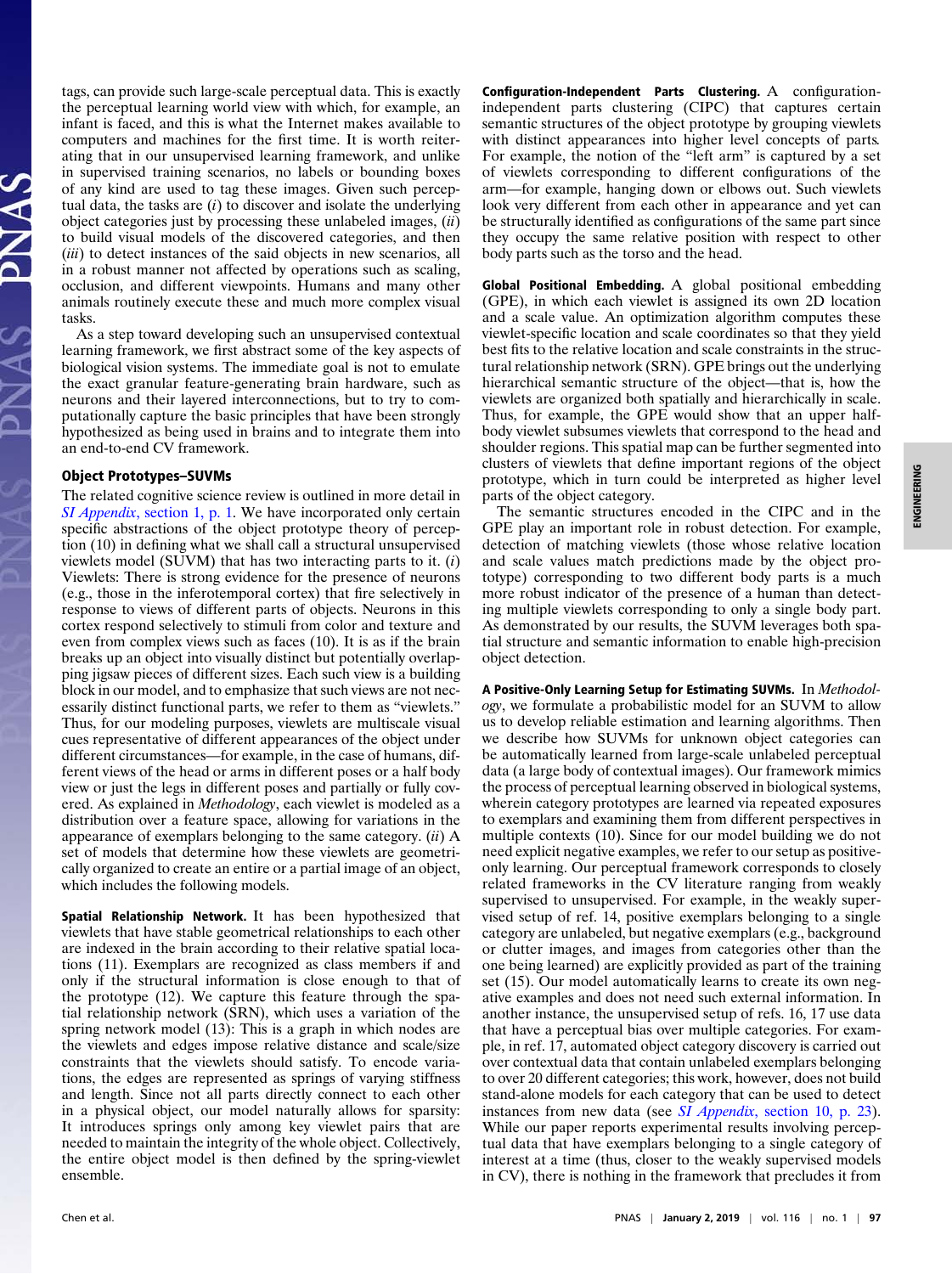tags, can provide such large-scale perceptual data. This is exactly the perceptual learning world view with which, for example, an infant is faced, and this is what the Internet makes available to computers and machines for the first time. It is worth reiterating that in our unsupervised learning framework, and unlike in supervised training scenarios, no labels or bounding boxes of any kind are used to tag these images. Given such perceptual data, the tasks are (*i*) to discover and isolate the underlying object categories just by processing these unlabeled images, (*ii*) to build visual models of the discovered categories, and then (*iii*) to detect instances of the said objects in new scenarios, all in a robust manner not affected by operations such as scaling, occlusion, and different viewpoints. Humans and many other animals routinely execute these and much more complex visual tasks.

As a step toward developing such an unsupervised contextual learning framework, we first abstract some of the key aspects of biological vision systems. The immediate goal is not to emulate the exact granular feature-generating brain hardware, such as neurons and their layered interconnections, but to try to computationally capture the basic principles that have been strongly hypothesized as being used in brains and to integrate them into an end-to-end CV framework.

## Object Prototypes–SUVMs

The related cognitive science review is outlined in more detail in *SI Appendix*, section 1, p. 1. We have incorporated only certain specific abstractions of the object prototype theory of perception (10) in defining what we shall call a structural unsupervised viewlets model (SUVM) that has two interacting parts to it. (*i*) Viewlets: There is strong evidence for the presence of neurons (e.g., those in the inferotemporal cortex) that fire selectively in response to views of different parts of objects. Neurons in this cortex respond selectively to stimuli from color and texture and even from complex views such as faces (10). It is as if the brain breaks up an object into visually distinct but potentially overlapping jigsaw pieces of different sizes. Each such view is a building block in our model, and to emphasize that such views are not necessarily distinct functional parts, we refer to them as "viewlets." Thus, for our modeling purposes, viewlets are multiscale visual cues representative of different appearances of the object under different circumstances—for example, in the case of humans, different views of the head or arms in different poses or a half body view or just the legs in different poses and partially or fully covered. As explained in *Methodology*, each viewlet is modeled as a distribution over a feature space, allowing for variations in the appearance of exemplars belonging to the same category. (*ii*) A set of models that determine how these viewlets are geometrically organized to create an entire or a partial image of an object, which includes the following models.

**Spatial Relationship Network.** It has been hypothesized that viewlets that have stable geometrical relationships to each other are indexed in the brain according to their relative spatial locations (11). Exemplars are recognized as class members if and only if the structural information is close enough to that of the prototype (12). We capture this feature through the spatial relationship network (SRN), which uses a variation of the spring network model (13): This is a graph in which nodes are the viewlets and edges impose relative distance and scale/size constraints that the viewlets should satisfy. To encode variations, the edges are represented as springs of varying stiffness and length. Since not all parts directly connect to each other in a physical object, our model naturally allows for sparsity: It introduces springs only among key viewlet pairs that are needed to maintain the integrity of the whole object. Collectively, the entire object model is then defined by the spring-viewlet ensemble.

**Configuration-Independent Parts Clustering.** A configuration-independent parts clustering (CIPC) that captures certain semantic structures of the object prototype by grouping viewlets with distinct appearances into higher level concepts of parts. For example, the notion of the "left arm" is captured by a set of viewlets corresponding to different configurations of the arm—for example, hanging down or elbows out. Such viewlets look very different from each other in appearance and yet can be structurally identified as configurations of the same part since they occupy the same relative position with respect to other body parts such as the torso and the head.

**Global Positional Embedding.** A global positional embedding (GPE), in which each viewlet is assigned its own 2D location and a scale value. An optimization algorithm computes these viewlet-specific location and scale coordinates so that they yield best fits to the relative location and scale constraints in the structural relationship network (SRN). GPE brings out the underlying hierarchical semantic structure of the object—that is, how the viewlets are organized both spatially and hierarchically in scale. Thus, for example, the GPE would show that an upper half-body viewlet subsumes viewlets that correspond to the head and shoulder regions. This spatial map can be further segmented into clusters of viewlets that define important regions of the object prototype, which in turn could be interpreted as higher level parts of the object category.

The semantic structures encoded in the CIPC and in the GPE play an important role in robust detection. For example, detection of matching viewlets (those whose relative location and scale values match predictions made by the object prototype) corresponding to two different body parts is a much more robust indicator of the presence of a human than detecting multiple viewlets corresponding to only a single body part. As demonstrated by our results, the SUVM leverages both spatial structure and semantic information to enable high-precision object detection.

**A Positive-Only Learning Setup for Estimating SUVMs.** In *Methodology*, we formulate a probabilistic model for an SUVM to allow us to develop reliable estimation and learning algorithms. Then we describe how SUVMs for unknown object categories can be automatically learned from large-scale unlabeled perceptual data (a large body of contextual images). Our framework mimics the process of perceptual learning observed in biological systems, wherein category prototypes are learned via repeated exposures to exemplars and examining them from different perspectives in multiple contexts (10). Since for our model building we do not need explicit negative examples, we refer to our setup as positive-only learning. Our perceptual framework corresponds to closely related frameworks in the CV literature ranging from weakly supervised to unsupervised. For example, in the weakly supervised setup of ref. 14, positive exemplars belonging to a single category are unlabeled, but negative exemplars (e.g., background or clutter images, and images from categories other than the one being learned) are explicitly provided as part of the training set (15). Our model automatically learns to create its own negative examples and does not need such external information. In another instance, the unsupervised setup of refs. 16, 17 use data that have a perceptual bias over multiple categories. For example, in ref. 17, automated object category discovery is carried out over contextual data that contain unlabeled exemplars belonging to over 20 different categories; this work, however, does not build stand-alone models for each category that can be used to detect instances from new data (see *SI Appendix*, section 10, p. 23). While our paper reports experimental results involving perceptual data that have exemplars belonging to a single category of interest at a time (thus, closer to the weakly supervised models in CV), there is nothing in the framework that precludes it from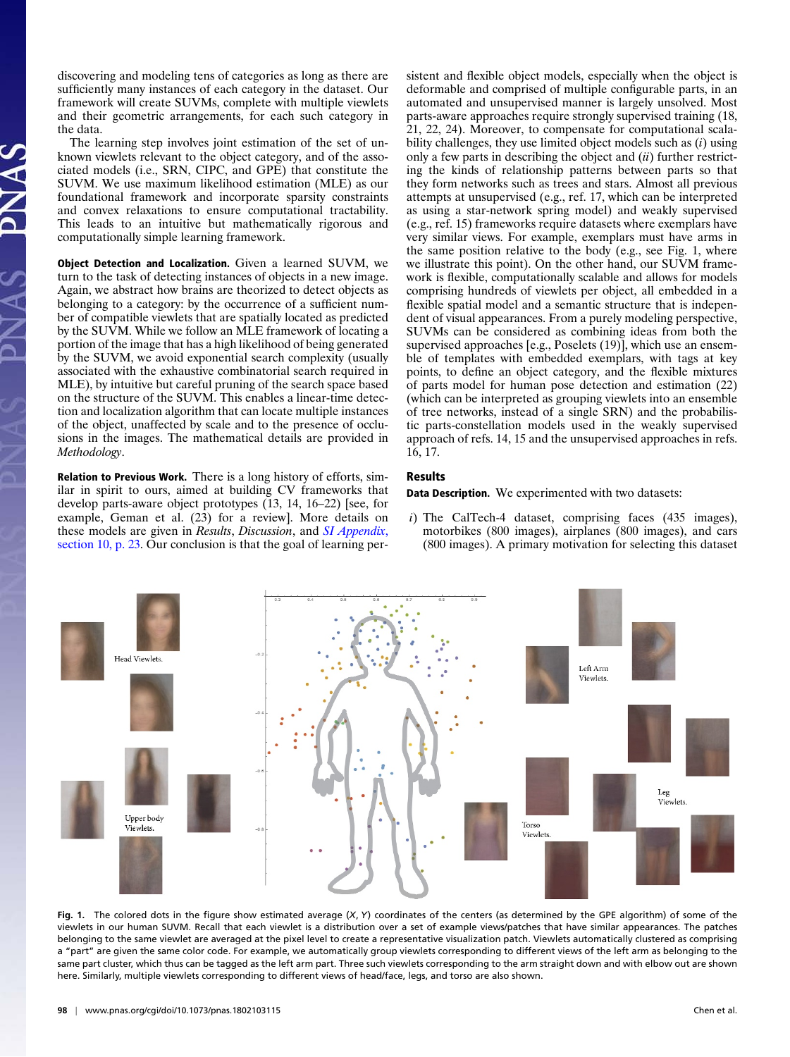discovering and modeling tens of categories as long as there are sufficiently many instances of each category in the dataset. Our framework will create SUVMs, complete with multiple viewlets and their geometric arrangements, for each such category in the data.

The learning step involves joint estimation of the set of unknown viewlets relevant to the object category, and of the associated models (i.e., SRN, CIPC, and GPE) that constitute the SUVM. We use maximum likelihood estimation (MLE) as our foundational framework and incorporate sparsity constraints and convex relaxations to ensure computational tractability. This leads to an intuitive but mathematically rigorous and computationally simple learning framework.

**Object Detection and Localization.** Given a learned SUVM, we turn to the task of detecting instances of objects in a new image. Again, we abstract how brains are theorized to detect objects as belonging to a category: by the occurrence of a sufficient number of compatible viewlets that are spatially located as predicted by the SUVM. While we follow an MLE framework of locating a portion of the image that has a high likelihood of being generated by the SUVM, we avoid exponential search complexity (usually associated with the exhaustive combinatorial search required in MLE), by intuitive but careful pruning of the search space based on the structure of the SUVM. This enables a linear-time detection and localization algorithm that can locate multiple instances of the object, unaffected by scale and to the presence of occlusions in the images. The mathematical details are provided in *Methodology*.

**Relation to Previous Work.** There is a long history of efforts, similar in spirit to ours, aimed at building CV frameworks that develop parts-aware object prototypes (13, 14, 16–22) [see, for example, Geman et al. (23) for a review]. More details on these models are given in *Results*, *Discussion*, and *SI Appendix*, section 10, p. 23. Our conclusion is that the goal of learning persistent and flexible object models, especially when the object is deformable and comprised of multiple configurable parts, in an automated and unsupervised manner is largely unsolved. Most parts-aware approaches require strongly supervised training (18, 21, 22, 24). Moreover, to compensate for computational scalability challenges, they use limited object models such as (*i*) using only a few parts in describing the object and (*ii*) further restricting the kinds of relationship patterns between parts so that they form networks such as trees and stars. Almost all previous attempts at unsupervised (e.g., ref. 17, which can be interpreted as using a star-network spring model) and weakly supervised (e.g., ref. 15) frameworks require datasets where exemplars have very similar views. For example, exemplars must have arms in the same position relative to the body (e.g., see Fig. 1, where we illustrate this point). On the other hand, our SUVM framework is flexible, computationally scalable and allows for models comprising hundreds of viewlets per object, all embedded in a flexible spatial model and a semantic structure that is independent of visual appearances. From a purely modeling perspective, SUVMs can be considered as combining ideas from both the supervised approaches [e.g., Poselets (19)], which use an ensemble of templates with embedded exemplars, with tags at key points, to define an object category, and the flexible mixtures of parts model for human pose detection and estimation (22) (which can be interpreted as grouping viewlets into an ensemble of tree networks, instead of a single SRN) and the probabilistic parts-constellation models used in the weakly supervised approach of refs. 14, 15 and the unsupervised approaches in refs. 16, 17.

## Results

**Data Description.** We experimented with two datasets:

*i*) The CalTech-4 dataset, comprising faces (435 images), motorbikes (800 images), airplanes (800 images), and cars (800 images). A primary motivation for selecting this dataset

Fig. 1. The colored dots in the figure show estimated average ($X$, $Y$) coordinates of the centers (as determined by the GPE algorithm) of some of the viewlets in our human SUVM. Recall that each viewlet is a distribution over a set of example views/patches that have similar appearances. The patches belonging to the same viewlet are averaged at the pixel level to create a representative visualization patch. Viewlets automatically clustered as comprising a "part" are given the same color code. For example, we automatically group viewlets corresponding to different views of the left arm as belonging to the same part cluster, which thus can be tagged as the left arm part. Three such viewlets corresponding to the arm straight down and with elbow out are shown here. Similarly, multiple viewlets corresponding to different views of head/face, legs, and torso are also shown.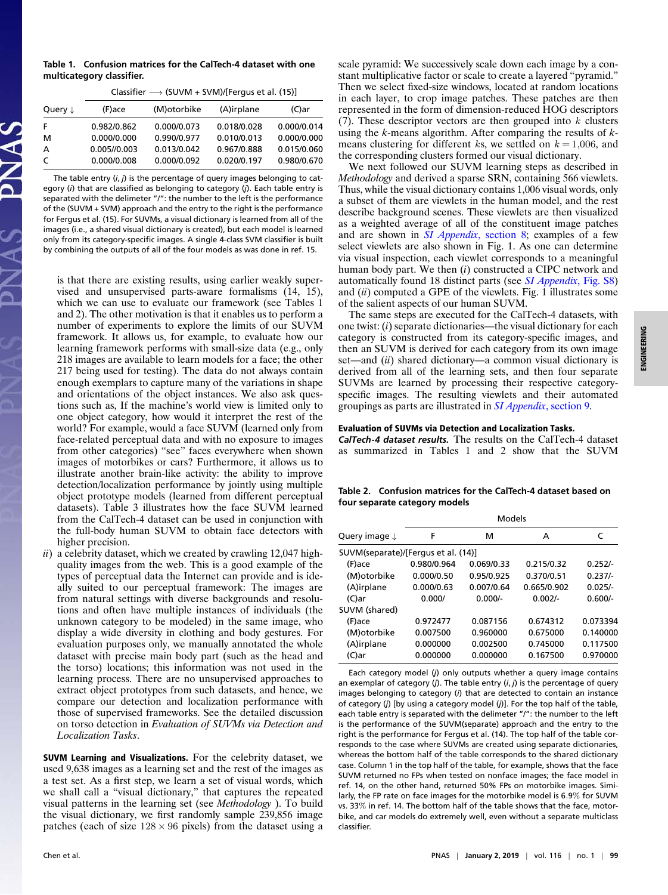**Table 1. Confusion matrices for the CalTech-4 dataset with one multicategory classifier.**

| | Classifier ⟶ (SUVM + SVM)/[Fergus et al. (15)] | | | |
|---|---|---|---|---|
| Query ↓ | (F)ace | (M)otorbike | (A)irplane | (C)ar |
| F | 0.982/0.862 | 0.000/0.073 | 0.018/0.028 | 0.000/0.014 |
| M | 0.000/0.000 | 0.990/0.977 | 0.010/0.013 | 0.000/0.000 |
| A | 0.005//0.003 | 0.013/0.042 | 0.967/0.888 | 0.015/0.060 |
| C | 0.000/0.008 | 0.000/0.092 | 0.020/0.197 | 0.980/0.670 |

The table entry ($i$, $j$) is the percentage of query images belonging to category ($i$) that are classified as belonging to category ($j$). Each table entry is separated with the delimeter "/": the number to the left is the performance of the (SUVM + SVM) approach and the entry to the right is the performance for Fergus et al. (15). For SUVMs, a visual dictionary is learned from all of the images (i.e., a shared visual dictionary is created), but each model is learned only from its category-specific images. A single 4-class SVM classifier is built by combining the outputs of all of the four models as was done in ref. 15.

is that there are existing results, using earlier weakly supervised and unsupervised parts-aware formalisms (14, 15), which we can use to evaluate our framework (see Tables 1 and 2). The other motivation is that it enables us to perform a number of experiments to explore the limits of our SUVM framework. It allows us, for example, to evaluate how our learning framework performs with small-size data (e.g., only 218 images are available to learn models for a face; the other 217 being used for testing). The data do not always contain enough exemplars to capture many of the variations in shape and orientations of the object instances. We also ask questions such as, If the machine's world view is limited only to one object category, how would it interpret the rest of the world? For example, would a face SUVM (learned only from face-related perceptual data and with no exposure to images from other categories) "see" faces everywhere when shown images of motorbikes or cars? Furthermore, it allows us to illustrate another brain-like activity: the ability to improve detection/localization performance by jointly using multiple object prototype models (learned from different perceptual datasets). Table 3 illustrates how the face SUVM learned from the CalTech-4 dataset can be used in conjunction with the full-body human SUVM to obtain face detectors with higher precision.

*ii*) a celebrity dataset, which we created by crawling 12,047 high-quality images from the web. This is a good example of the types of perceptual data the Internet can provide and is ideally suited to our perceptual framework: The images are from natural settings with diverse backgrounds and resolutions and often have multiple instances of individuals (the unknown category to be modeled) in the same image, who display a wide diversity in clothing and body gestures. For evaluation purposes only, we manually annotated the whole dataset with precise main body part (such as the head and the torso) locations; this information was not used in the learning process. There are no unsupervised approaches to extract object prototypes from such datasets, and hence, we compare our detection and localization performance with those of supervised frameworks. See the detailed discussion on torso detection in *Evaluation of SUVMs via Detection and Localization Tasks*.

**SUVM Learning and Visualizations.** For the celebrity dataset, we used 9,638 images as a learning set and the rest of the images as a test set. As a first step, we learn a set of visual words, which we shall call a "visual dictionary," that captures the repeated visual patterns in the learning set (see *Methodology* ). To build the visual dictionary, we first randomly sample 239,856 image patches (each of size $128 \times 96$ pixels) from the dataset using a scale pyramid: We successively scale down each image by a constant multiplicative factor or scale to create a layered "pyramid." Then we select fixed-size windows, located at random locations in each layer, to crop image patches. These patches are then represented in the form of dimension-reduced HOG descriptors (7). These descriptor vectors are then grouped into $k$ clusters using the $k$-means algorithm. After comparing the results of $k$-means clustering for different $k$s, we settled on $k = 1{,}006$, and the corresponding clusters formed our visual dictionary.

We next followed our SUVM learning steps as described in *Methodology* and derived a sparse SRN, containing 566 viewlets. Thus, while the visual dictionary contains 1,006 visual words, only a subset of them are viewlets in the human model, and the rest describe background scenes. These viewlets are then visualized as a weighted average of all of the constituent image patches and are shown in *SI Appendix*, section 8; examples of a few select viewlets are also shown in Fig. 1. As one can determine via visual inspection, each viewlet corresponds to a meaningful human body part. We then ($i$) constructed a CIPC network and automatically found 18 distinct parts (see *SI Appendix*, Fig. S8) and ($ii$) computed a GPE of the viewlets. Fig. 1 illustrates some of the salient aspects of our human SUVM.

The same steps are executed for the CalTech-4 datasets, with one twist: ($i$) separate dictionaries—the visual dictionary for each category is constructed from its category-specific images, and then an SUVM is derived for each category from its own image set—and ($ii$) shared dictionary—a common visual dictionary is derived from all of the learning sets, and then four separate SUVMs are learned by processing their respective category-specific images. The resulting viewlets and their automated groupings as parts are illustrated in *SI Appendix*, section 9.

### Evaluation of SUVMs via Detection and Localization Tasks.

***CalTech-4 dataset results.*** The results on the CalTech-4 dataset as summarized in Tables 1 and 2 show that the SUVM

**Table 2. Confusion matrices for the CalTech-4 dataset based on four separate category models**

| | Models | | | |
|---|---|---|---|---|
| Query image ↓ | F | M | A | C |
| SUVM(separate)/[Fergus et al. (14)] | | | | |
| (F)ace | 0.980/0.964 | 0.069/0.33 | 0.215/0.32 | 0.252/- |
| (M)otorbike | 0.000/0.50 | 0.95/0.925 | 0.370/0.51 | 0.237/- |
| (A)irplane | 0.000/0.63 | 0.007/0.64 | 0.665/0.902 | 0.025/- |
| (C)ar | 0.000/ | 0.000/- | 0.002/- | 0.600/- |
| SUVM (shared) | | | | |
| (F)ace | 0.972477 | 0.087156 | 0.674312 | 0.073394 |
| (M)otorbike | 0.007500 | 0.960000 | 0.675000 | 0.140000 |
| (A)irplane | 0.000000 | 0.002500 | 0.745000 | 0.117500 |
| (C)ar | 0.000000 | 0.000000 | 0.167500 | 0.970000 |

Each category model ($j$) only outputs whether a query image contains an exemplar of category ($j$). The table entry ($i$, $j$) is the percentage of query images belonging to category ($i$) that are detected to contain an instance of category ($j$) [by using a category model ($j$)]. For the top half of the table, each table entry is separated with the delimeter "/": the number to the left is the performance of the SUVM(separate) approach and the entry to the right is the performance for Fergus et al. (14). The top half of the table corresponds to the case where SUVMs are created using separate dictionaries, whereas the bottom half of the table corresponds to the shared dictionary case. Column 1 in the top half of the table, for example, shows that the face SUVM returned no FPs when tested on nonface images; the face model in ref. 14, on the other hand, returned 50% FPs on motorbike images. Similarly, the FP rate on face images for the motorbike model is 6.9% for SUVM vs. 33% in ref. 14. The bottom half of the table shows that the face, motorbike, and car models do extremely well, even without a separate multiclass classifier.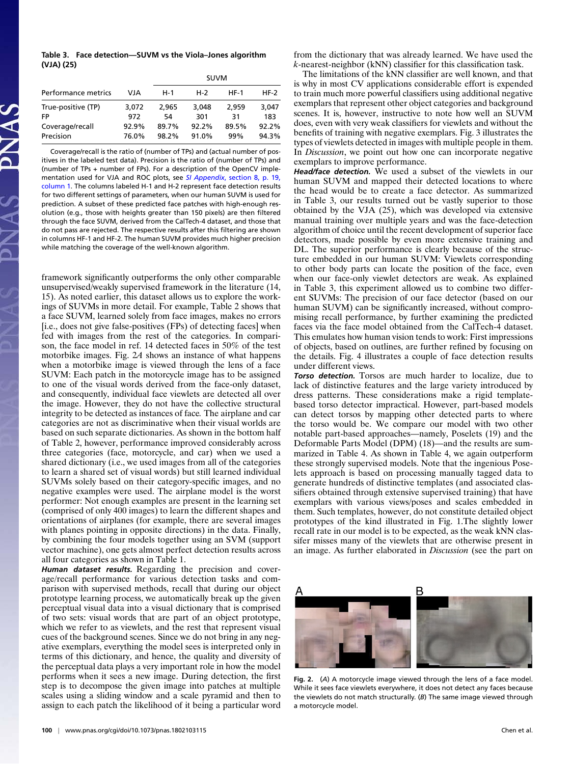**Table 3. Face detection—SUVM vs the Viola–Jones algorithm (VJA) (25)**

| Performance metrics | VJA | SUVM | | | |
|---|---|---|---|---|---|
| | | H-1 | H-2 | HF-1 | HF-2 |
| True-positive (TP) | 3,072 | 2,965 | 3,048 | 2,959 | 3,047 |
| FP | 972 | 54 | 301 | 31 | 183 |
| Coverage/recall | 92.9% | 89.7% | 92.2% | 89.5% | 92.2% |
| Precision | 76.0% | 98.2% | 91.0% | 99% | 94.3% |

Coverage/recall is the ratio of (number of TPs) and (actual number of positives in the labeled test data). Precision is the ratio of (number of TPs) and (number of TPs + number of FPs). For a description of the OpenCV implementation used for VJA and ROC plots, see *SI Appendix*, section 8, p. 19, column 1. The columns labeled H-1 and H-2 represent face detection results for two different settings of parameters, when our human SUVM is used for prediction. A subset of these predicted face patches with high-enough resolution (e.g., those with heights greater than 150 pixels) are then filtered through the face SUVM, derived from the CalTech-4 dataset, and those that do not pass are rejected. The respective results after this filtering are shown in columns HF-1 and HF-2. The human SUVM provides much higher precision while matching the coverage of the well-known algorithm.

framework significantly outperforms the only other comparable unsupervised/weakly supervised framework in the literature (14, 15). As noted earlier, this dataset allows us to explore the workings of SUVMs in more detail. For example, Table 2 shows that a face SUVM, learned solely from face images, makes no errors [i.e., does not give false-positives (FPs) of detecting faces] when fed with images from the rest of the categories. In comparison, the face model in ref. 14 detected faces in 50% of the test motorbike images. Fig. 2*A* shows an instance of what happens when a motorbike image is viewed through the lens of a face SUVM: Each patch in the motorcycle image has to be assigned to one of the visual words derived from the face-only dataset, and consequently, individual face viewlets are detected all over the image. However, they do not have the collective structural integrity to be detected as instances of face. The airplane and car categories are not as discriminative when their visual worlds are based on such separate dictionaries. As shown in the bottom half of Table 2, however, performance improved considerably across three categories (face, motorcycle, and car) when we used a shared dictionary (i.e., we used images from all of the categories to learn a shared set of visual words) but still learned individual SUVMs solely based on their category-specific images, and no negative examples were used. The airplane model is the worst performer: Not enough examples are present in the learning set (comprised of only 400 images) to learn the different shapes and orientations of airplanes (for example, there are several images with planes pointing in opposite directions) in the data. Finally, by combining the four models together using an SVM (support vector machine), one gets almost perfect detection results across all four categories as shown in Table 1.

***Human dataset results.*** Regarding the precision and coverage/recall performance for various detection tasks and comparison with supervised methods, recall that during our object prototype learning process, we automatically break up the given perceptual visual data into a visual dictionary that is comprised of two sets: visual words that are part of an object prototype, which we refer to as viewlets, and the rest that represent visual cues of the background scenes. Since we do not bring in any negative exemplars, everything the model sees is interpreted only in terms of this dictionary, and hence, the quality and diversity of the perceptual data plays a very important role in how the model performs when it sees a new image. During detection, the first step is to decompose the given image into patches at multiple scales using a sliding window and a scale pyramid and then to assign to each patch the likelihood of it being a particular word from the dictionary that was already learned. We have used the *k*-nearest-neighbor (kNN) classifier for this classification task.

The limitations of the kNN classifier are well known, and that is why in most CV applications considerable effort is expended to train much more powerful classifiers using additional negative exemplars that represent other object categories and background scenes. It is, however, instructive to note how well an SUVM does, even with very weak classifiers for viewlets and without the benefits of training with negative exemplars. Fig. 3 illustrates the types of viewlets detected in images with multiple people in them. In *Discussion*, we point out how one can incorporate negative exemplars to improve performance.

***Head/face detection.*** We used a subset of the viewlets in our human SUVM and mapped their detected locations to where the head would be to create a face detector. As summarized in Table 3, our results turned out be vastly superior to those obtained by the VJA (25), which was developed via extensive manual training over multiple years and was the face-detection algorithm of choice until the recent development of superior face detectors, made possible by even more extensive training and DL. The superior performance is clearly because of the structure embedded in our human SUVM: Viewlets corresponding to other body parts can locate the position of the face, even when our face-only viewlet detectors are weak. As explained in Table 3, this experiment allowed us to combine two different SUVMs: The precision of our face detector (based on our human SUVM) can be significantly increased, without compromising recall performance, by further examining the predicted faces via the face model obtained from the CalTech-4 dataset. This emulates how human vision tends to work: First impressions of objects, based on outlines, are further refined by focusing on the details. Fig. 4 illustrates a couple of face detection results under different views.

***Torso detection.*** Torsos are much harder to localize, due to lack of distinctive features and the large variety introduced by dress patterns. These considerations make a rigid template-based torso detector impractical. However, part-based models can detect torsos by mapping other detected parts to where the torso would be. We compare our model with two other notable part-based approaches—namely, Poselets (19) and the Deformable Parts Model (DPM) (18)—and the results are summarized in Table 4. As shown in Table 4, we again outperform these strongly supervised models. Note that the ingenious Poselets approach is based on processing manually tagged data to generate hundreds of distinctive templates (and associated classifiers obtained through extensive supervised training) that have exemplars with various views/poses and scales embedded in them. Such templates, however, do not constitute detailed object prototypes of the kind illustrated in Fig. 1.The slightly lower recall rate in our model is to be expected, as the weak kNN classifer misses many of the viewlets that are otherwise present in an image. As further elaborated in *Discussion* (see the part on

A B

**Fig. 2.** (*A*) A motorcycle image viewed through the lens of a face model. While it sees face viewlets everywhere, it does not detect any faces because the viewlets do not match structurally. (*B*) The same image viewed through a motorcycle model.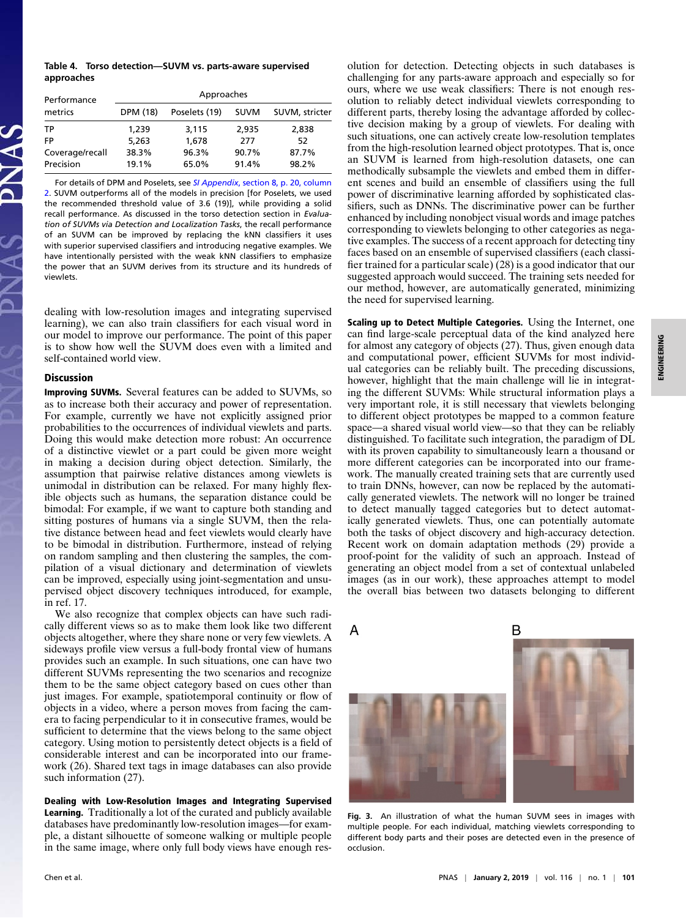**Table 4. Torso detection—SUVM vs. parts-aware supervised approaches**

| Performance metrics | Approaches | | | |
|---|---|---|---|---|
| | DPM (18) | Poselets (19) | SUVM | SUVM, stricter |
| TP | 1,239 | 3,115 | 2,935 | 2,838 |
| FP | 5,263 | 1,678 | 277 | 52 |
| Coverage/recall | 38.3% | 96.3% | 90.7% | 87.7% |
| Precision | 19.1% | 65.0% | 91.4% | 98.2% |

For details of DPM and Poselets, see *SI Appendix*, section 8, p. 20, column 2. SUVM outperforms all of the models in precision [for Poselets, we used the recommended threshold value of 3.6 (19)], while providing a solid recall performance. As discussed in the torso detection section in *Evaluation of SUVMs via Detection and Localization Tasks*, the recall performance of an SUVM can be improved by replacing the kNN classifiers it uses with superior supervised classifiers and introducing negative examples. We have intentionally persisted with the weak kNN classifiers to emphasize the power that an SUVM derives from its structure and its hundreds of viewlets.

dealing with low-resolution images and integrating supervised learning), we can also train classifiers for each visual word in our model to improve our performance. The point of this paper is to show how well the SUVM does even with a limited and self-contained world view.

## Discussion

**Improving SUVMs.** Several features can be added to SUVMs, so as to increase both their accuracy and power of representation. For example, currently we have not explicitly assigned prior probabilities to the occurrences of individual viewlets and parts. Doing this would make detection more robust: An occurrence of a distinctive viewlet or a part could be given more weight in making a decision during object detection. Similarly, the assumption that pairwise relative distances among viewlets is unimodal in distribution can be relaxed. For many highly flexible objects such as humans, the separation distance could be bimodal: For example, if we want to capture both standing and sitting postures of humans via a single SUVM, then the relative distance between head and feet viewlets would clearly have to be bimodal in distribution. Furthermore, instead of relying on random sampling and then clustering the samples, the compilation of a visual dictionary and determination of viewlets can be improved, especially using joint-segmentation and unsupervised object discovery techniques introduced, for example, in ref. 17.

We also recognize that complex objects can have such radically different views so as to make them look like two different objects altogether, where they share none or very few viewlets. A sideways profile view versus a full-body frontal view of humans provides such an example. In such situations, one can have two different SUVMs representing the two scenarios and recognize them to be the same object category based on cues other than just images. For example, spatiotemporal continuity or flow of objects in a video, where a person moves from facing the camera to facing perpendicular to it in consecutive frames, would be sufficient to determine that the views belong to the same object category. Using motion to persistently detect objects is a field of considerable interest and can be incorporated into our framework (26). Shared text tags in image databases can also provide such information (27).

**Dealing with Low-Resolution Images and Integrating Supervised Learning.** Traditionally a lot of the curated and publicly available databases have predominantly low-resolution images—for example, a distant silhouette of someone walking or multiple people in the same image, where only full body views have enough resolution for detection. Detecting objects in such databases is challenging for any parts-aware approach and especially so for ours, where we use weak classifiers: There is not enough resolution to reliably detect individual viewlets corresponding to different parts, thereby losing the advantage afforded by collective decision making by a group of viewlets. For dealing with such situations, one can actively create low-resolution templates from the high-resolution learned object prototypes. That is, once an SUVM is learned from high-resolution datasets, one can methodically subsample the viewlets and embed them in different scenes and build an ensemble of classifiers using the full power of discriminative learning afforded by sophisticated classifiers, such as DNNs. The discriminative power can be further enhanced by including nonobject visual words and image patches corresponding to viewlets belonging to other categories as negative examples. The success of a recent approach for detecting tiny faces based on an ensemble of supervised classifiers (each classifier trained for a particular scale) (28) is a good indicator that our suggested approach would succeed. The training sets needed for our method, however, are automatically generated, minimizing the need for supervised learning.

**Scaling up to Detect Multiple Categories.** Using the Internet, one can find large-scale perceptual data of the kind analyzed here for almost any category of objects (27). Thus, given enough data and computational power, efficient SUVMs for most individual categories can be reliably built. The preceding discussions, however, highlight that the main challenge will lie in integrating the different SUVMs: While structural information plays a very important role, it is still necessary that viewlets belonging to different object prototypes be mapped to a common feature space—a shared visual world view—so that they can be reliably distinguished. To facilitate such integration, the paradigm of DL with its proven capability to simultaneously learn a thousand or more different categories can be incorporated into our framework. The manually created training sets that are currently used to train DNNs, however, can now be replaced by the automatically generated viewlets. The network will no longer be trained to detect manually tagged categories but to detect automatically generated viewlets. Thus, one can potentially automate both the tasks of object discovery and high-accuracy detection. Recent work on domain adaptation methods (29) provide a proof-point for the validity of such an approach. Instead of generating an object model from a set of contextual unlabeled images (as in our work), these approaches attempt to model the overall bias between two datasets belonging to different

A

B

**Fig. 3.** An illustration of what the human SUVM sees in images with multiple people. For each individual, matching viewlets corresponding to different body parts and their poses are detected even in the presence of occlusion.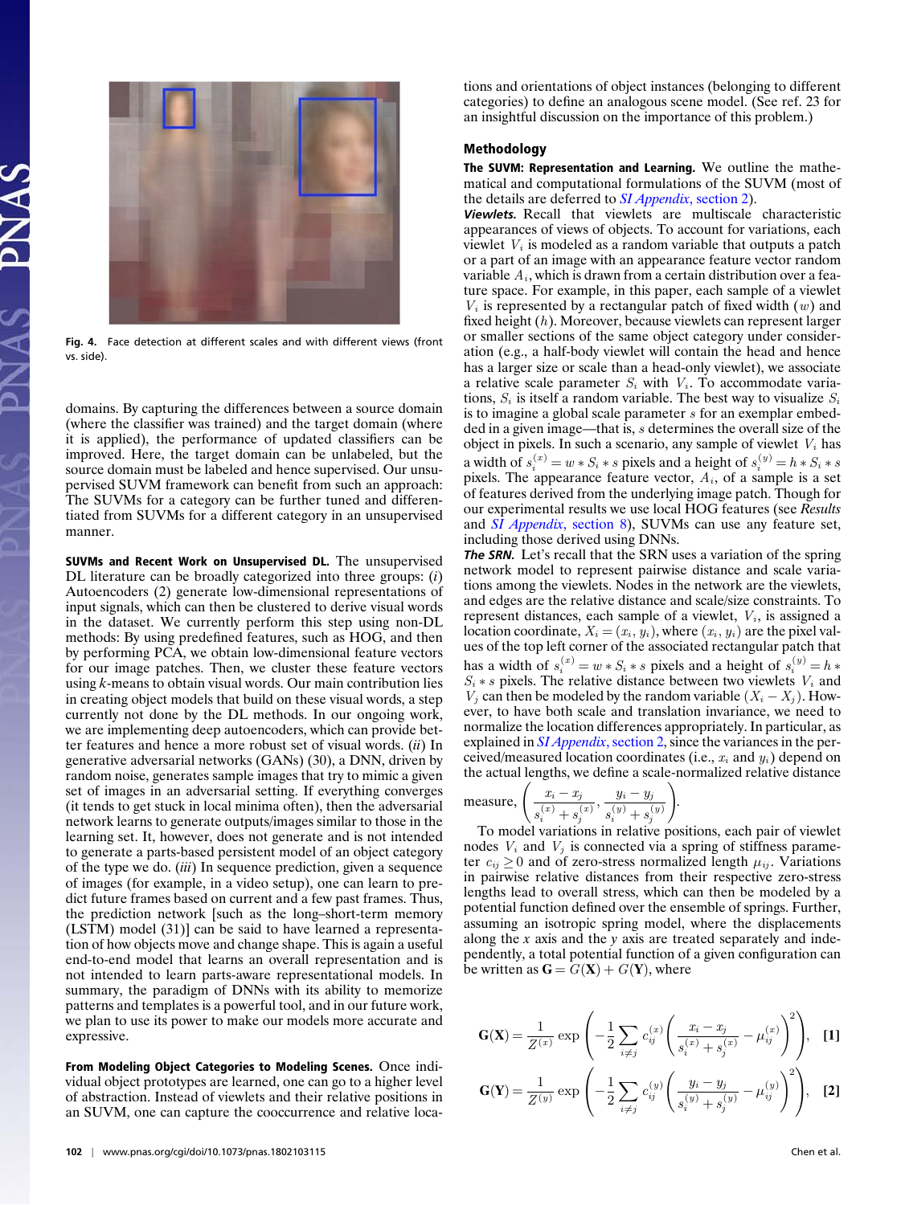Fig. 4. Face detection at different scales and with different views (front vs. side).

domains. By capturing the differences between a source domain (where the classifier was trained) and the target domain (where it is applied), the performance of updated classifiers can be improved. Here, the target domain can be unlabeled, but the source domain must be labeled and hence supervised. Our unsupervised SUVM framework can benefit from such an approach: The SUVMs for a category can be further tuned and differentiated from SUVMs for a different category in an unsupervised manner.

**SUVMs and Recent Work on Unsupervised DL.** The unsupervised DL literature can be broadly categorized into three groups: (*i*) Autoencoders (2) generate low-dimensional representations of input signals, which can then be clustered to derive visual words in the dataset. We currently perform this step using non-DL methods: By using predefined features, such as HOG, and then by performing PCA, we obtain low-dimensional feature vectors for our image patches. Then, we cluster these feature vectors using *k*-means to obtain visual words. Our main contribution lies in creating object models that build on these visual words, a step currently not done by the DL methods. In our ongoing work, we are implementing deep autoencoders, which can provide better features and hence a more robust set of visual words. (*ii*) In generative adversarial networks (GANs) (30), a DNN, driven by random noise, generates sample images that try to mimic a given set of images in an adversarial setting. If everything converges (it tends to get stuck in local minima often), then the adversarial network learns to generate outputs/images similar to those in the learning set. It, however, does not generate and is not intended to generate a parts-based persistent model of an object category of the type we do. (*iii*) In sequence prediction, given a sequence of images (for example, in a video setup), one can learn to predict future frames based on current and a few past frames. Thus, the prediction network [such as the long–short-term memory (LSTM) model (31)] can be said to have learned a representation of how objects move and change shape. This is again a useful end-to-end model that learns an overall representation and is not intended to learn parts-aware representational models. In summary, the paradigm of DNNs with its ability to memorize patterns and templates is a powerful tool, and in our future work, we plan to use its power to make our models more accurate and expressive.

**From Modeling Object Categories to Modeling Scenes.** Once individual object prototypes are learned, one can go to a higher level of abstraction. Instead of viewlets and their relative positions in an SUVM, one can capture the cooccurrence and relative locations and orientations of object instances (belonging to different categories) to define an analogous scene model. (See ref. 23 for an insightful discussion on the importance of this problem.)

## Methodology

**The SUVM: Representation and Learning.** We outline the mathematical and computational formulations of the SUVM (most of the details are deferred to *SI Appendix*, section 2).

***Viewlets.*** Recall that viewlets are multiscale characteristic appearances of views of objects. To account for variations, each viewlet $V_i$ is modeled as a random variable that outputs a patch or a part of an image with an appearance feature vector random variable $A_i$, which is drawn from a certain distribution over a feature space. For example, in this paper, each sample of a viewlet $V_i$ is represented by a rectangular patch of fixed width ($w$) and fixed height ($h$). Moreover, because viewlets can represent larger or smaller sections of the same object category under consideration (e.g., a half-body viewlet will contain the head and hence has a larger size or scale than a head-only viewlet), we associate a relative scale parameter $S_i$ with $V_i$. To accommodate variations, $S_i$ is itself a random variable. The best way to visualize $S_i$ is to imagine a global scale parameter $s$ for an exemplar embedded in a given image—that is, $s$ determines the overall size of the object in pixels. In such a scenario, any sample of viewlet $V_i$ has a width of $s_i^{(x)} = w * S_i * s$ pixels and a height of $s_i^{(y)} = h * S_i * s$ pixels. The appearance feature vector, $A_i$, of a sample is a set of features derived from the underlying image patch. Though for our experimental results we use local HOG features (see *Results* and *SI Appendix*, section 8), SUVMs can use any feature set, including those derived using DNNs.

***The SRN.*** Let's recall that the SRN uses a variation of the spring network model to represent pairwise distance and scale variations among the viewlets. Nodes in the network are the viewlets, and edges are the relative distance and scale/size constraints. To represent distances, each sample of a viewlet, $V_i$, is assigned a location coordinate, $X_i = (x_i, y_i)$, where $(x_i, y_i)$ are the pixel values of the top left corner of the associated rectangular patch that has a width of $s_i^{(x)} = w * S_i * s$ pixels and a height of $s_i^{(y)} = h * S_i * s$ pixels. The relative distance between two viewlets $V_i$ and $V_j$ can then be modeled by the random variable $(X_i - X_j)$. However, to have both scale and translation invariance, we need to normalize the location differences appropriately. In particular, as explained in *SI Appendix*, section 2, since the variances in the perceived/measured location coordinates (i.e., $x_i$ and $y_i$) depend on the actual lengths, we define a scale-normalized relative distance measure, $\left( \frac{x_i - x_j}{s_i^{(x)} + s_j^{(x)}}, \frac{y_i - y_j}{s_i^{(y)} + s_j^{(y)}} \right)$.

To model variations in relative positions, each pair of viewlet nodes $V_i$ and $V_j$ is connected via a spring of stiffness parameter $c_{ij} \geq 0$ and of zero-stress normalized length $\mu_{ij}$. Variations in pairwise relative distances from their respective zero-stress lengths lead to overall stress, which can then be modeled by a potential function defined over the ensemble of springs. Further, assuming an isotropic spring model, where the displacements along the $x$ axis and the $y$ axis are treated separately and independently, a total potential function of a given configuration can be written as $\mathbf{G} = G(\mathbf{X}) + G(\mathbf{Y})$, where

$$\mathbf{G}(\mathbf{X}) = \frac{1}{Z^{(x)}} \exp\left( -\frac{1}{2} \sum_{i \neq j} c_{ij}^{(x)} \left( \frac{x_i - x_j}{s_i^{(x)} + s_j^{(x)}} - \mu_{ij}^{(x)} \right)^2 \right), \quad [1]$$

$$\mathbf{G}(\mathbf{Y}) = \frac{1}{Z^{(y)}} \exp\left( -\frac{1}{2} \sum_{i \neq j} c_{ij}^{(y)} \left( \frac{y_i - y_j}{s_i^{(y)} + s_j^{(y)}} - \mu_{ij}^{(y)} \right)^2 \right), \quad [2]$$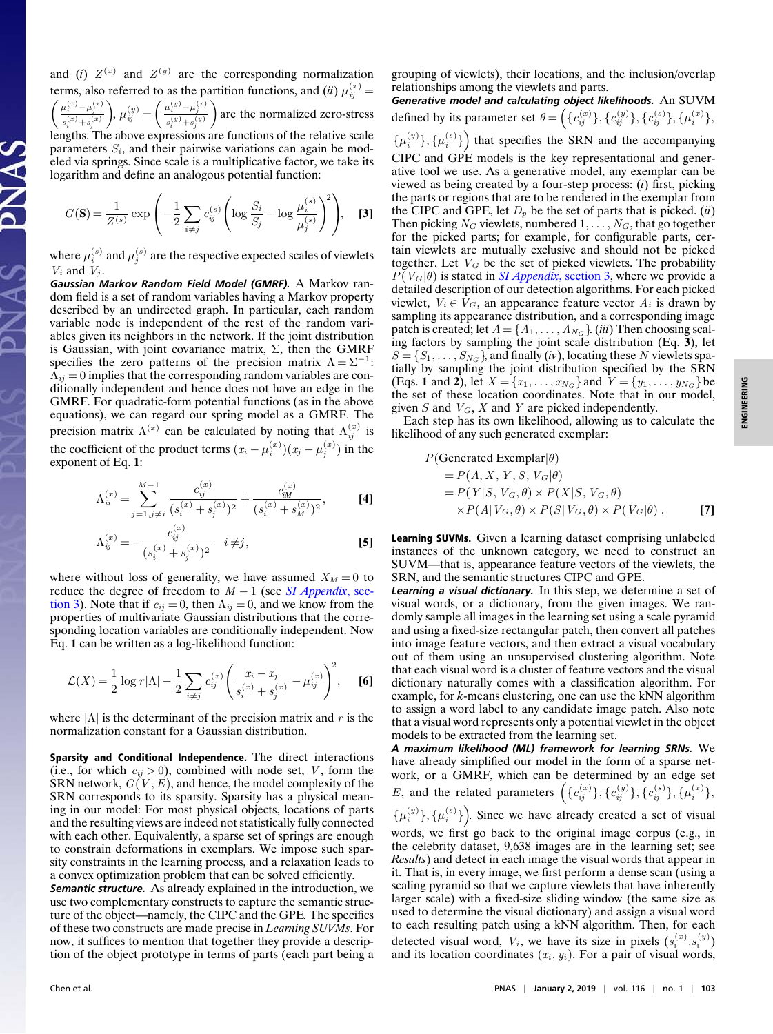and (*i*) $Z^{(x)}$ and $Z^{(y)}$ are the corresponding normalization terms, also referred to as the partition functions, and (*ii*) $\mu_{ij}^{(x)} = \left(\frac{\mu_i^{(x)} - \mu_j^{(x)}}{s_i^{(x)} + s_j^{(x)}}\right)$, $\mu_{ij}^{(y)} = \left(\frac{\mu_i^{(y)} - \mu_j^{(x)}}{s_i^{(y)} + s_j^{(y)}}\right)$ are the normalized zero-stress lengths. The above expressions are functions of the relative scale parameters $S_i$, and their pairwise variations can again be modeled via springs. Since scale is a multiplicative factor, we take its logarithm and define an analogous potential function:

$$G(\mathbf{S}) = \frac{1}{Z^{(s)}} \exp\left(-\frac{1}{2}\sum_{i \neq j} c_{ij}^{(s)} \left(\log\frac{S_i}{S_j} - \log\frac{\mu_i^{(s)}}{\mu_j^{(s)}}\right)^2\right), \quad [3]$$

where $\mu_i^{(s)}$ and $\mu_j^{(s)}$ are the respective expected scales of viewlets $V_i$ and $V_j$.

***Gaussian Markov Random Field Model (GMRF).*** A Markov random field is a set of random variables having a Markov property described by an undirected graph. In particular, each random variable node is independent of the rest of the random variables given its neighbors in the network. If the joint distribution is Gaussian, with joint covariance matrix, $\Sigma$, then the GMRF specifies the zero patterns of the precision matrix $\Lambda = \Sigma^{-1}$: $\Lambda_{ij} = 0$ implies that the corresponding random variables are conditionally independent and hence does not have an edge in the GMRF. For quadratic-form potential functions (as in the above equations), we can regard our spring model as a GMRF. The precision matrix $\Lambda^{(x)}$ can be calculated by noting that $\Lambda_{ij}^{(x)}$ is the coefficient of the product terms $(x_i - \mu_i^{(x)})(x_j - \mu_j^{(x)})$ in the exponent of Eq. **1**:

$$\Lambda_{ii}^{(x)} = \sum_{j=1, j\neq i}^{M-1} \frac{c_{ij}^{(x)}}{(s_i^{(x)} + s_j^{(x)})^2} + \frac{c_{iM}^{(x)}}{(s_i^{(x)} + s_M^{(x)})^2}, \quad [4]$$

$$\Lambda_{ij}^{(x)} = -\frac{c_{ij}^{(x)}}{(s_i^{(x)} + s_j^{(x)})^2} \quad i \neq j, \quad [5]$$

where without loss of generality, we have assumed $X_M = 0$ to reduce the degree of freedom to $M - 1$ (see *SI Appendix*, section 3). Note that if $c_{ij} = 0$, then $\Lambda_{ij} = 0$, and we know from the properties of multivariate Gaussian distributions that the corresponding location variables are conditionally independent. Now Eq. **1** can be written as a log-likelihood function:

$$\mathcal{L}(X) = \frac{1}{2}\log r|\Lambda| - \frac{1}{2}\sum_{i\neq j} c_{ij}^{(x)} \left(\frac{x_i - x_j}{s_i^{(x)} + s_j^{(x)}} - \mu_{ij}^{(x)}\right)^2, \quad [6]$$

where $|\Lambda|$ is the determinant of the precision matrix and $r$ is the normalization constant for a Gaussian distribution.

**Sparsity and Conditional Independence.** The direct interactions (i.e., for which $c_{ij} > 0$), combined with node set, $V$, form the SRN network, $G(V, E)$, and hence, the model complexity of the SRN corresponds to its sparsity. Sparsity has a physical meaning in our model: For most physical objects, locations of parts and the resulting views are indeed not statistically fully connected with each other. Equivalently, a sparse set of springs are enough to constrain deformations in exemplars. We impose such sparsity constraints in the learning process, and a relaxation leads to a convex optimization problem that can be solved efficiently.

***Semantic structure.*** As already explained in the introduction, we use two complementary constructs to capture the semantic structure of the object—namely, the CIPC and the GPE. The specifics of these two constructs are made precise in *Learning SUVMs*. For now, it suffices to mention that together they provide a description of the object prototype in terms of parts (each part being a grouping of viewlets), their locations, and the inclusion/overlap relationships among the viewlets and parts.

***Generative model and calculating object likelihoods.*** An SUVM defined by its parameter set $\theta = \left(\{c_{ij}^{(x)}\}, \{c_{ij}^{(y)}\}, \{c_{ij}^{(s)}\}, \{\mu_i^{(x)}\}, \{\mu_i^{(y)}\}, \{\mu_i^{(s)}\}\right)$ that specifies the SRN and the accompanying CIPC and GPE models is the key representational and generative tool we use. As a generative model, any exemplar can be viewed as being created by a four-step process: (*i*) first, picking the parts or regions that are to be rendered in the exemplar from the CIPC and GPE, let $D_p$ be the set of parts that is picked. (*ii*) Then picking $N_G$ viewlets, numbered $1, \ldots, N_G$, that go together for the picked parts; for example, for configurable parts, certain viewlets are mutually exclusive and should not be picked together. Let $V_G$ be the set of picked viewlets. The probability $P(V_G|\theta)$ is stated in *SI Appendix*, section 3, where we provide a detailed description of our detection algorithms. For each picked viewlet, $V_i \in V_G$, an appearance feature vector $A_i$ is drawn by sampling its appearance distribution, and a corresponding image patch is created; let $A = \{A_1, \ldots, A_{N_G}\}$. (*iii*) Then choosing scaling factors by sampling the joint scale distribution (Eq. **3**), let $S = \{S_1, \ldots, S_{N_G}\}$, and finally (*iv*), locating these $N$ viewlets spatially by sampling the joint distribution specified by the SRN (Eqs. **1** and **2**), let $X = \{x_1, \ldots, x_{N_G}\}$ and $Y = \{y_1, \ldots, y_{N_G}\}$ be the set of these location coordinates. Note that in our model, given $S$ and $V_G$, $X$ and $Y$ are picked independently.

Each step has its own likelihood, allowing us to calculate the likelihood of any such generated exemplar:

$$\begin{aligned} &P(\text{Generated Exemplar}|\theta) \\ &= P(A, X, Y, S, V_G|\theta) \\ &= P(Y|S, V_G, \theta) \times P(X|S, V_G, \theta) \\ &\quad \times P(A|V_G, \theta) \times P(S|V_G, \theta) \times P(V_G|\theta). \end{aligned} \quad [7]$$

**Learning SUVMs.** Given a learning dataset comprising unlabeled instances of the unknown category, we need to construct an SUVM—that is, appearance feature vectors of the viewlets, the SRN, and the semantic structures CIPC and GPE.

***Learning a visual dictionary.*** In this step, we determine a set of visual words, or a dictionary, from the given images. We randomly sample all images in the learning set using a scale pyramid and using a fixed-size rectangular patch, then convert all patches into image feature vectors, and then extract a visual vocabulary out of them using an unsupervised clustering algorithm. Note that each visual word is a cluster of feature vectors and the visual dictionary naturally comes with a classification algorithm. For example, for $k$-means clustering, one can use the kNN algorithm to assign a word label to any candidate image patch. Also note that a visual word represents only a potential viewlet in the object models to be extracted from the learning set.

***A maximum likelihood (ML) framework for learning SRNs.*** We have already simplified our model in the form of a sparse network, or a GMRF, which can be determined by an edge set $E$, and the related parameters $\left(\{c_{ij}^{(x)}\}, \{c_{ij}^{(y)}\}, \{c_{ij}^{(s)}\}, \{\mu_i^{(x)}\}, \{\mu_i^{(y)}\}, \{\mu_i^{(s)}\}\right)$. Since we have already created a set of visual words, we first go back to the original image corpus (e.g., in the celebrity dataset, 9,638 images are in the learning set; see *Results*) and detect in each image the visual words that appear in it. That is, in every image, we first perform a dense scan (using a scaling pyramid so that we capture viewlets that have inherently larger scale) with a fixed-size sliding window (the same size as used to determine the visual dictionary) and assign a visual word to each resulting patch using a kNN algorithm. Then, for each detected visual word, $V_i$, we have its size in pixels $(s_i^{(x)}.s_i^{(y)})$ and its location coordinates $(x_i, y_i)$. For a pair of visual words,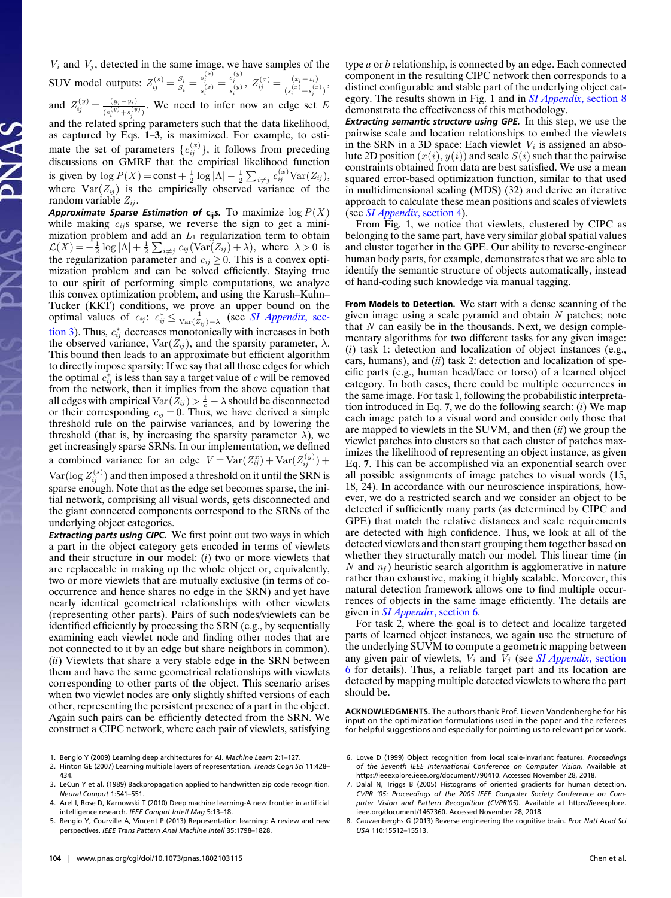$V_i$ and $V_j$, detected in the same image, we have samples of the SUV model outputs: $Z_{ij}^{(s)} = \frac{S_j}{S_i} = \frac{s_j^{(x)}}{s_i^{(x)}} = \frac{s_j^{(y)}}{s_i^{(y)}}$, $Z_{ij}^{(x)} = \frac{(x_j - x_i)}{(s_i^{(x)} + s_j^{(x)})}$, and $Z_{ij}^{(y)} = \frac{(y_j - y_i)}{(s_i^{(y)} + s_j^{(y)})}$. We need to infer now an edge set $E$ and the related spring parameters such that the data likelihood, as captured by Eqs. **1–3**, is maximized. For example, to estimate the set of parameters $\{c_{ij}^{(x)}\}$, it follows from preceding discussions on GMRF that the empirical likelihood function is given by $\log P(X) = \text{const} + \frac{1}{2}\log|\Lambda| - \frac{1}{2}\sum_{i \neq j} c_{ij}^{(x)} \text{Var}(Z_{ij})$, where $\text{Var}(Z_{ij})$ is the empirically observed variance of the random variable $Z_{ij}$.

***Approximate Sparse Estimation of $c_{ij}$s.*** To maximize $\log P(X)$ while making $c_{ij}$s sparse, we reverse the sign to get a minimization problem and add an $L_1$ regularization term to obtain $\mathcal{L}(X) = -\frac{1}{2}\log|\Lambda| + \frac{1}{2}\sum_{i \neq j} c_{ij}(\text{Var}(Z_{ij}) + \lambda)$, where $\lambda > 0$ is the regularization parameter and $c_{ij} \geq 0$. This is a convex optimization problem and can be solved efficiently. Staying true to our spirit of performing simple computations, we analyze this convex optimization problem, and using the Karush–Kuhn–Tucker (KKT) conditions, we prove an upper bound on the optimal values of $c_{ij}$: $c_{ij}^* \leq \frac{1}{\text{Var}(Z_{ij}) + \lambda}$ (see *SI Appendix*, section 3). Thus, $c_{ij}^*$ decreases monotonically with increases in both the observed variance, $\text{Var}(Z_{ij})$, and the sparsity parameter, $\lambda$. This bound then leads to an approximate but efficient algorithm to directly impose sparsity: If we say that all those edges for which the optimal $c_{ij}^*$ is less than say a target value of $c$ will be removed from the network, then it implies from the above equation that all edges with empirical $\text{Var}(Z_{ij}) > \frac{1}{c} - \lambda$ should be disconnected or their corresponding $c_{ij} = 0$. Thus, we have derived a simple threshold rule on the pairwise variances, and by lowering the threshold (that is, by increasing the sparsity parameter $\lambda$), we get increasingly sparse SRNs. In our implementation, we defined a combined variance for an edge $V = \text{Var}(Z_{ij}^{x}) + \text{Var}(Z_{ij}^{(y)}) + \text{Var}(\log Z_{ij}^{(s)})$ and then imposed a threshold on it until the SRN is sparse enough. Note that as the edge set becomes sparse, the initial network, comprising all visual words, gets disconnected and the giant connected components correspond to the SRNs of the underlying object categories.

***Extracting parts using CIPC.*** We first point out two ways in which a part in the object category gets encoded in terms of viewlets and their structure in our model: (*i*) two or more viewlets that are replaceable in making up the whole object or, equivalently, two or more viewlets that are mutually exclusive (in terms of co-occurrence and hence shares no edge in the SRN) and yet have nearly identical geometrical relationships with other viewlets (representing other parts). Pairs of such nodes/viewlets can be identified efficiently by processing the SRN (e.g., by sequentially examining each viewlet node and finding other nodes that are not connected to it by an edge but share neighbors in common). (*ii*) Viewlets that share a very stable edge in the SRN between them and have the same geometrical relationships with viewlets corresponding to other parts of the object. This scenario arises when two viewlet nodes are only slightly shifted versions of each other, representing the persistent presence of a part in the object. Again such pairs can be efficiently detected from the SRN. We construct a CIPC network, where each pair of viewlets, satisfying type *a* or *b* relationship, is connected by an edge. Each connected component in the resulting CIPC network then corresponds to a distinct configurable and stable part of the underlying object category. The results shown in Fig. 1 and in *SI Appendix*, section 8 demonstrate the effectiveness of this methodology.

***Extracting semantic structure using GPE.*** In this step, we use the pairwise scale and location relationships to embed the viewlets in the SRN in a 3D space: Each viewlet $V_i$ is assigned an absolute 2D position $(x(i), y(i))$ and scale $S(i)$ such that the pairwise constraints obtained from data are best satisfied. We use a mean squared error-based optimization function, similar to that used in multidimensional scaling (MDS) (32) and derive an iterative approach to calculate these mean positions and scales of viewlets (see *SI Appendix*, section 4).

From Fig. 1, we notice that viewlets, clustered by CIPC as belonging to the same part, have very similar global spatial values and cluster together in the GPE. Our ability to reverse-engineer human body parts, for example, demonstrates that we are able to identify the semantic structure of objects automatically, instead of hand-coding such knowledge via manual tagging.

**From Models to Detection.** We start with a dense scanning of the given image using a scale pyramid and obtain $N$ patches; note that $N$ can easily be in the thousands. Next, we design complementary algorithms for two different tasks for any given image: (*i*) task 1: detection and localization of object instances (e.g., cars, humans), and (*ii*) task 2: detection and localization of specific parts (e.g., human head/face or torso) of a learned object category. In both cases, there could be multiple occurrences in the same image. For task 1, following the probabilistic interpretation introduced in Eq. **7**, we do the following search: (*i*) We map each image patch to a visual word and consider only those that are mapped to viewlets in the SUVM, and then (*ii*) we group the viewlet patches into clusters so that each cluster of patches maximizes the likelihood of representing an object instance, as given Eq. **7**. This can be accomplished via an exponential search over all possible assignments of image patches to visual words (15, 18, 24). In accordance with our neuroscience inspirations, however, we do a restricted search and we consider an object to be detected if sufficiently many parts (as determined by CIPC and GPE) that match the relative distances and scale requirements are detected with high confidence. Thus, we look at all of the detected viewlets and then start grouping them together based on whether they structurally match our model. This linear time (in $N$ and $n_f$) heuristic search algorithm is agglomerative in nature rather than exhaustive, making it highly scalable. Moreover, this natural detection framework allows one to find multiple occurrences of objects in the same image efficiently. The details are given in *SI Appendix*, section 6.

For task 2, where the goal is to detect and localize targeted parts of learned object instances, we again use the structure of the underlying SUVM to compute a geometric mapping between any given pair of viewlets, $V_i$ and $V_j$ (see *SI Appendix*, section 6 for details). Thus, a reliable target part and its location are detected by mapping multiple detected viewlets to where the part should be.

**ACKNOWLEDGMENTS.** The authors thank Prof. Lieven Vandenberghe for his input on the optimization formulations used in the paper and the referees for helpful suggestions and especially for pointing us to relevant prior work.

1. Bengio Y (2009) Learning deep architectures for AI. *Machine Learn* 2:1–127.
2. Hinton GE (2007) Learning multiple layers of representation. *Trends Cogn Sci* 11:428–434.
3. LeCun Y et al. (1989) Backpropagation applied to handwritten zip code recognition. *Neural Comput* 1:541–551.
4. Arel I, Rose D, Karnowski T (2010) Deep machine learning-A new frontier in artificial intelligence research. *IEEE Comput Intell Mag* 5:13–18.
5. Bengio Y, Courville A, Vincent P (2013) Representation learning: A review and new perspectives. *IEEE Trans Pattern Anal Machine Intell* 35:1798–1828.
6. Lowe D (1999) Object recognition from local scale-invariant features. *Proceedings of the Seventh IEEE International Conference on Computer Vision*. Available at https://ieeexplore.ieee.org/document/790410. Accessed November 28, 2018.
7. Dalal N, Triggs B (2005) Histograms of oriented gradients for human detection. *CVPR '05: Proceedings of the 2005 IEEE Computer Society Conference on Computer Vision and Pattern Recognition (CVPR'05)*. Available at https://ieeexplore.ieee.org/document/1467360. Accessed November 28, 2018.
8. Cauwenberghs G (2013) Reverse engineering the cognitive brain. *Proc Natl Acad Sci USA* 110:15512–15513.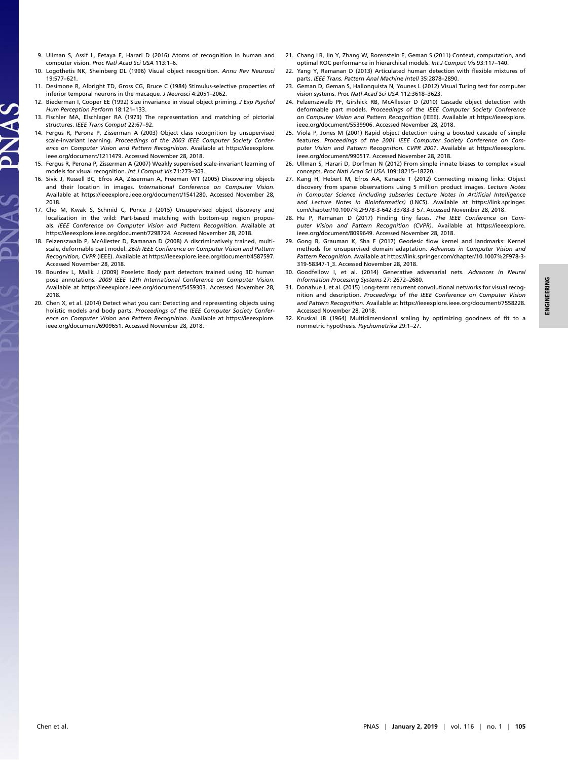9. Ullman S, Assif L, Fetaya E, Harari D (2016) Atoms of recognition in human and computer vision. *Proc Natl Acad Sci USA* 113:1–6.
10. Logothetis NK, Sheinberg DL (1996) Visual object recognition. *Annu Rev Neurosci* 19:577–621.
11. Desimone R, Albright TD, Gross CG, Bruce C (1984) Stimulus-selective properties of inferior temporal neurons in the macaque. *J Neurosci* 4:2051–2062.
12. Biederman I, Cooper EE (1992) Size invariance in visual object priming. *J Exp Psychol Hum Perception Perform* 18:121–133.
13. Fischler MA, Elschlager RA (1973) The representation and matching of pictorial structures. *IEEE Trans Comput* 22:67–92.
14. Fergus R, Perona P, Zisserman A (2003) Object class recognition by unsupervised scale-invariant learning. *Proceedings of the 2003 IEEE Computer Society Conference on Computer Vision and Pattern Recognition*. Available at https://ieeexplore.ieee.org/document/1211479. Accessed November 28, 2018.
15. Fergus R, Perona P, Zisserman A (2007) Weakly supervised scale-invariant learning of models for visual recognition. *Int J Comput Vis* 71:273–303.
16. Sivic J, Russell BC, Efros AA, Zisserman A, Freeman WT (2005) Discovering objects and their location in images. *International Conference on Computer Vision*. Available at https://ieeexplore.ieee.org/document/1541280. Accessed November 28, 2018.
17. Cho M, Kwak S, Schmid C, Ponce J (2015) Unsupervised object discovery and localization in the wild: Part-based matching with bottom-up region proposals. *IEEE Conference on Computer Vision and Pattern Recognition*. Available at https://ieeexplore.ieee.org/document/7298724. Accessed November 28, 2018.
18. Felzenszwalb P, McAllester D, Ramanan D (2008) A discriminatively trained, multiscale, deformable part model. *26th IEEE Conference on Computer Vision and Pattern Recognition, CVPR* (IEEE). Available at https://ieeexplore.ieee.org/document/4587597. Accessed November 28, 2018.
19. Bourdev L, Malik J (2009) Poselets: Body part detectors trained using 3D human pose annotations. *2009 IEEE 12th International Conference on Computer Vision*. Available at https://ieeexplore.ieee.org/document/5459303. Accessed November 28, 2018.
20. Chen X, et al. (2014) Detect what you can: Detecting and representing objects using holistic models and body parts. *Proceedings of the IEEE Computer Society Conference on Computer Vision and Pattern Recognition*. Available at https://ieeexplore.ieee.org/document/6909651. Accessed November 28, 2018.
21. Chang LB, Jin Y, Zhang W, Borenstein E, Geman S (2011) Context, computation, and optimal ROC performance in hierarchical models. *Int J Comput Vis* 93:117–140.
22. Yang Y, Ramanan D (2013) Articulated human detection with flexible mixtures of parts. *IEEE Trans. Pattern Anal Machine Intell* 35:2878–2890.
23. Geman D, Geman S, Hallonquista N, Younes L (2012) Visual Turing test for computer vision systems. *Proc Natl Acad Sci USA* 112:3618–3623.
24. Felzenszwalb PF, Girshick RB, McAllester D (2010) Cascade object detection with deformable part models. *Proceedings of the IEEE Computer Society Conference on Computer Vision and Pattern Recognition* (IEEE). Available at https://ieeexplore.ieee.org/document/5539906. Accessed November 28, 2018.
25. Viola P, Jones M (2001) Rapid object detection using a boosted cascade of simple features. *Proceedings of the 2001 IEEE Computer Society Conference on Computer Vision and Pattern Recognition. CVPR 2001*. Available at https://ieeexplore.ieee.org/document/990517. Accessed November 28, 2018.
26. Ullman S, Harari D, Dorfman N (2012) From simple innate biases to complex visual concepts. *Proc Natl Acad Sci USA* 109:18215–18220.
27. Kang H, Hebert M, Efros AA, Kanade T (2012) Connecting missing links: Object discovery from sparse observations using 5 million product images. *Lecture Notes in Computer Science (including subseries Lecture Notes in Artificial Intelligence and Lecture Notes in Bioinformatics)* (LNCS). Available at https://link.springer.com/chapter/10.1007%2F978-3-642-33783-3_57. Accessed November 28, 2018.
28. Hu P, Ramanan D (2017) Finding tiny faces. *The IEEE Conference on Computer Vision and Pattern Recognition (CVPR)*. Available at https://ieeexplore.ieee.org/document/8099649. Accessed November 28, 2018.
29. Gong B, Grauman K, Sha F (2017) Geodesic flow kernel and landmarks: Kernel methods for unsupervised domain adaptation. *Advances in Computer Vision and Pattern Recognition*. Available at https://link.springer.com/chapter/10.1007%2F978-3-319-58347-1_3. Accessed November 28, 2018.
30. Goodfellow I, et al. (2014) Generative adversarial nets. *Advances in Neural Information Processing Systems* 27: 2672–2680.
31. Donahue J, et al. (2015) Long-term recurrent convolutional networks for visual recognition and description. *Proceedings of the IEEE Conference on Computer Vision and Pattern Recognition*. Available at https://ieeexplore.ieee.org/document/7558228. Accessed November 28, 2018.
32. Kruskal JB (1964) Multidimensional scaling by optimizing goodness of fit to a nonmetric hypothesis. *Psychometrika* 29:1–27.